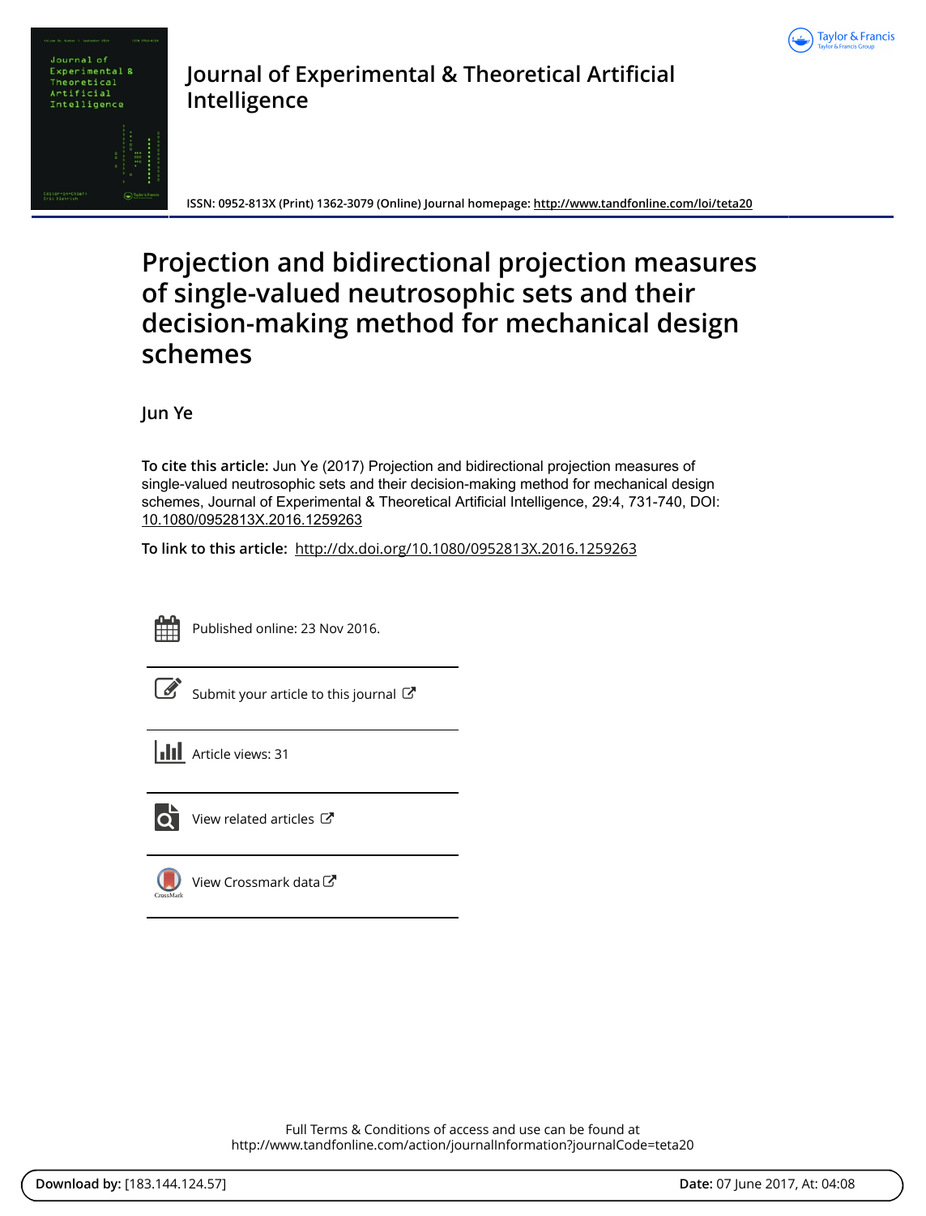# Journal of Experimental & Theoretical Artificial Intelligence

ISSN: 0952-813X (Print) 1362-3079 (Online) Journal homepage: http://www.tandfonline.com/loi/teta20

# Projection and bidirectional projection measures of single-valued neutrosophic sets and their decision-making method for mechanical design schemes

Jun Ye

**To cite this article:** Jun Ye (2017) Projection and bidirectional projection measures of single-valued neutrosophic sets and their decision-making method for mechanical design schemes, Journal of Experimental & Theoretical Artificial Intelligence, 29:4, 731-740, DOI: 10.1080/0952813X.2016.1259263

**To link to this article:** http://dx.doi.org/10.1080/0952813X.2016.1259263

Published online: 23 Nov 2016.

Submit your article to this journal

Article views: 31

View related articles

View Crossmark data

Full Terms & Conditions of access and use can be found at
http://www.tandfonline.com/action/journalInformation?journalCode=teta20

**Download by:** [183.144.124.57] **Date:** 07 June 2017, At: 04:08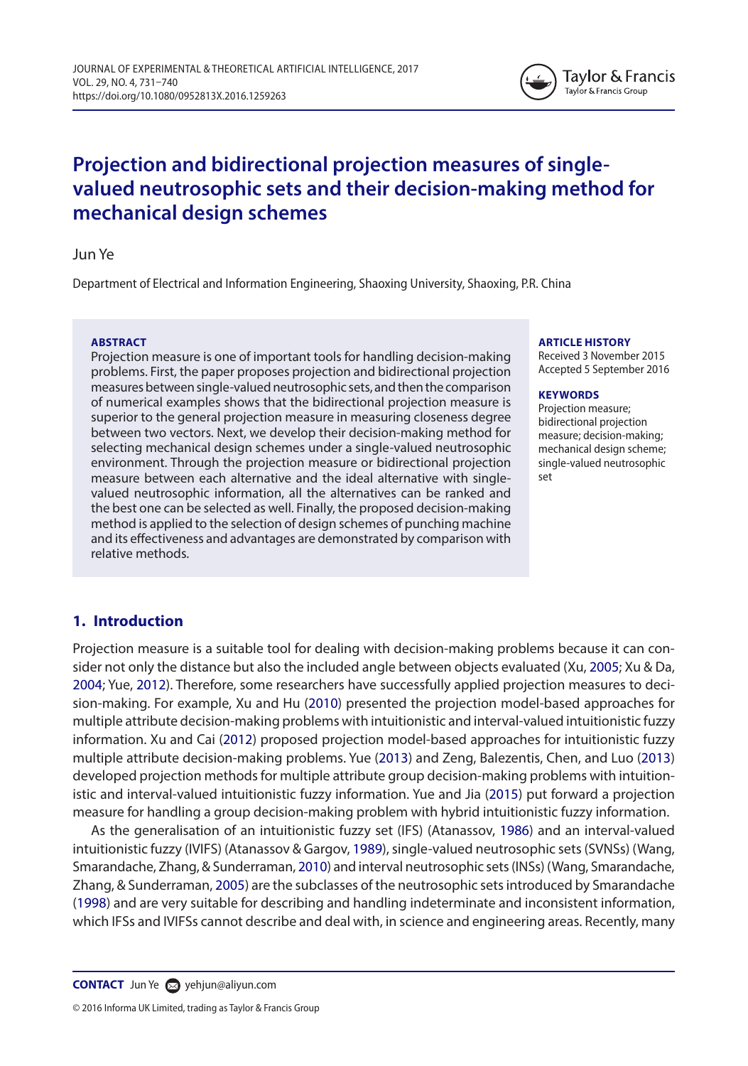# Projection and bidirectional projection measures of single-valued neutrosophic sets and their decision-making method for mechanical design schemes

Jun Ye

Department of Electrical and Information Engineering, Shaoxing University, Shaoxing, P.R. China

**ABSTRACT**

Projection measure is one of important tools for handling decision-making problems. First, the paper proposes projection and bidirectional projection measures between single-valued neutrosophic sets, and then the comparison of numerical examples shows that the bidirectional projection measure is superior to the general projection measure in measuring closeness degree between two vectors. Next, we develop their decision-making method for selecting mechanical design schemes under a single-valued neutrosophic environment. Through the projection measure or bidirectional projection measure between each alternative and the ideal alternative with single-valued neutrosophic information, all the alternatives can be ranked and the best one can be selected as well. Finally, the proposed decision-making method is applied to the selection of design schemes of punching machine and its effectiveness and advantages are demonstrated by comparison with relative methods.

**ARTICLE HISTORY**

Received 3 November 2015
Accepted 5 September 2016

**KEYWORDS**

Projection measure; bidirectional projection measure; decision-making; mechanical design scheme; single-valued neutrosophic set

## 1. Introduction

Projection measure is a suitable tool for dealing with decision-making problems because it can consider not only the distance but also the included angle between objects evaluated (Xu, 2005; Xu & Da, 2004; Yue, 2012). Therefore, some researchers have successfully applied projection measures to decision-making. For example, Xu and Hu (2010) presented the projection model-based approaches for multiple attribute decision-making problems with intuitionistic and interval-valued intuitionistic fuzzy information. Xu and Cai (2012) proposed projection model-based approaches for intuitionistic fuzzy multiple attribute decision-making problems. Yue (2013) and Zeng, Balezentis, Chen, and Luo (2013) developed projection methods for multiple attribute group decision-making problems with intuitionistic and interval-valued intuitionistic fuzzy information. Yue and Jia (2015) put forward a projection measure for handling a group decision-making problem with hybrid intuitionistic fuzzy information.

As the generalisation of an intuitionistic fuzzy set (IFS) (Atanassov, 1986) and an interval-valued intuitionistic fuzzy (IVIFS) (Atanassov & Gargov, 1989), single-valued neutrosophic sets (SVNSs) (Wang, Smarandache, Zhang, & Sunderraman, 2010) and interval neutrosophic sets (INSs) (Wang, Smarandache, Zhang, & Sunderraman, 2005) are the subclasses of the neutrosophic sets introduced by Smarandache (1998) and are very suitable for describing and handling indeterminate and inconsistent information, which IFSs and IVIFSs cannot describe and deal with, in science and engineering areas. Recently, many

**CONTACT** Jun Ye yehjun@aliyun.com

© 2016 Informa UK Limited, trading as Taylor & Francis Group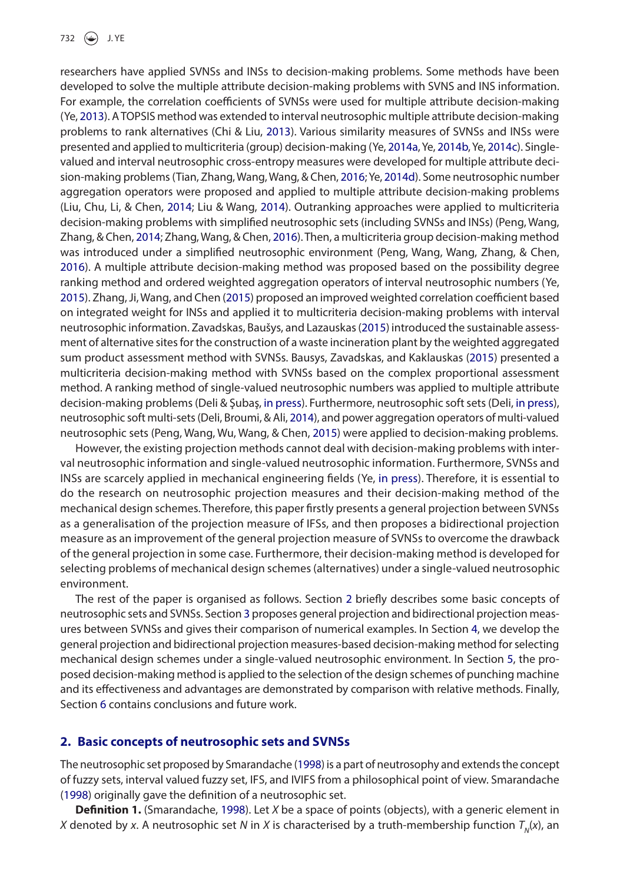researchers have applied SVNSs and INSs to decision-making problems. Some methods have been developed to solve the multiple attribute decision-making problems with SVNS and INS information. For example, the correlation coefficients of SVNSs were used for multiple attribute decision-making (Ye, 2013). A TOPSIS method was extended to interval neutrosophic multiple attribute decision-making problems to rank alternatives (Chi & Liu, 2013). Various similarity measures of SVNSs and INSs were presented and applied to multicriteria (group) decision-making (Ye, 2014a, Ye, 2014b, Ye, 2014c). Single-valued and interval neutrosophic cross-entropy measures were developed for multiple attribute decision-making problems (Tian, Zhang, Wang, Wang, & Chen, 2016; Ye, 2014d). Some neutrosophic number aggregation operators were proposed and applied to multiple attribute decision-making problems (Liu, Chu, Li, & Chen, 2014; Liu & Wang, 2014). Outranking approaches were applied to multicriteria decision-making problems with simplified neutrosophic sets (including SVNSs and INSs) (Peng, Wang, Zhang, & Chen, 2014; Zhang, Wang, & Chen, 2016). Then, a multicriteria group decision-making method was introduced under a simplified neutrosophic environment (Peng, Wang, Wang, Zhang, & Chen, 2016). A multiple attribute decision-making method was proposed based on the possibility degree ranking method and ordered weighted aggregation operators of interval neutrosophic numbers (Ye, 2015). Zhang, Ji, Wang, and Chen (2015) proposed an improved weighted correlation coefficient based on integrated weight for INSs and applied it to multicriteria decision-making problems with interval neutrosophic information. Zavadskas, Baušys, and Lazauskas (2015) introduced the sustainable assessment of alternative sites for the construction of a waste incineration plant by the weighted aggregated sum product assessment method with SVNSs. Bausys, Zavadskas, and Kaklauskas (2015) presented a multicriteria decision-making method with SVNSs based on the complex proportional assessment method. A ranking method of single-valued neutrosophic numbers was applied to multiple attribute decision-making problems (Deli & Şubaş, in press). Furthermore, neutrosophic soft sets (Deli, in press), neutrosophic soft multi-sets (Deli, Broumi, & Ali, 2014), and power aggregation operators of multi-valued neutrosophic sets (Peng, Wang, Wu, Wang, & Chen, 2015) were applied to decision-making problems.

However, the existing projection methods cannot deal with decision-making problems with interval neutrosophic information and single-valued neutrosophic information. Furthermore, SVNSs and INSs are scarcely applied in mechanical engineering fields (Ye, in press). Therefore, it is essential to do the research on neutrosophic projection measures and their decision-making method of the mechanical design schemes. Therefore, this paper firstly presents a general projection between SVNSs as a generalisation of the projection measure of IFSs, and then proposes a bidirectional projection measure as an improvement of the general projection measure of SVNSs to overcome the drawback of the general projection in some case. Furthermore, their decision-making method is developed for selecting problems of mechanical design schemes (alternatives) under a single-valued neutrosophic environment.

The rest of the paper is organised as follows. Section 2 briefly describes some basic concepts of neutrosophic sets and SVNSs. Section 3 proposes general projection and bidirectional projection measures between SVNSs and gives their comparison of numerical examples. In Section 4, we develop the general projection and bidirectional projection measures-based decision-making method for selecting mechanical design schemes under a single-valued neutrosophic environment. In Section 5, the proposed decision-making method is applied to the selection of the design schemes of punching machine and its effectiveness and advantages are demonstrated by comparison with relative methods. Finally, Section 6 contains conclusions and future work.

## 2. Basic concepts of neutrosophic sets and SVNSs

The neutrosophic set proposed by Smarandache (1998) is a part of neutrosophy and extends the concept of fuzzy sets, interval valued fuzzy set, IFS, and IVIFS from a philosophical point of view. Smarandache (1998) originally gave the definition of a neutrosophic set.

**Definition 1.** (Smarandache, 1998). Let $X$ be a space of points (objects), with a generic element in $X$ denoted by $x$. A neutrosophic set $N$ in $X$ is characterised by a truth-membership function $T_N(x)$, an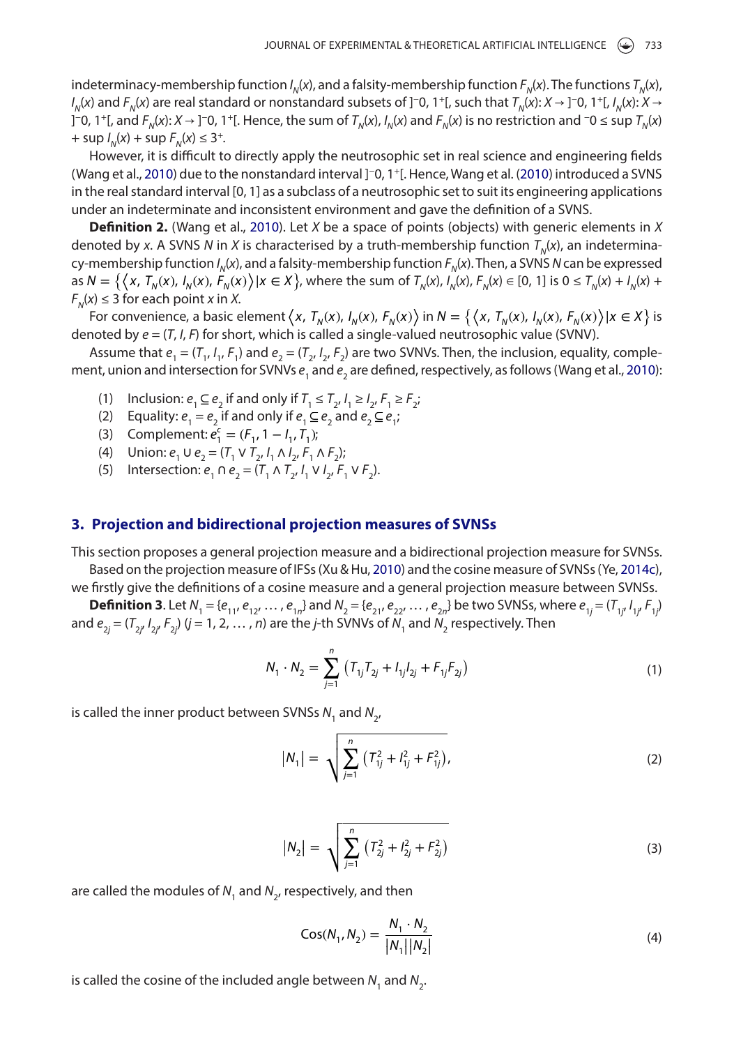indeterminacy-membership function $I_N(x)$, and a falsity-membership function $F_N(x)$. The functions $T_N(x)$, $I_N(x)$ and $F_N(x)$ are real standard or nonstandard subsets of $]^-0, 1^+[$, such that $T_N(x)$: $X \to ]^-0, 1^+[$, $I_N(x)$: $X \to ]^-0, 1^+[$, and $F_N(x)$: $X \to ]^-0, 1^+[$. Hence, the sum of $T_N(x)$, $I_N(x)$ and $F_N(x)$ is no restriction and $^-0 \le \sup T_N(x) + \sup I_N(x) + \sup F_N(x) \le 3^+$.

However, it is difficult to directly apply the neutrosophic set in real science and engineering fields (Wang et al., 2010) due to the nonstandard interval $]^-0, 1^+[$. Hence, Wang et al. (2010) introduced a SVNS in the real standard interval [0, 1] as a subclass of a neutrosophic set to suit its engineering applications under an indeterminate and inconsistent environment and gave the definition of a SVNS.

**Definition 2.** (Wang et al., 2010). Let $X$ be a space of points (objects) with generic elements in $X$ denoted by $x$. A SVNS $N$ in $X$ is characterised by a truth-membership function $T_N(x)$, an indeterminacy-membership function $I_N(x)$, and a falsity-membership function $F_N(x)$. Then, a SVNS $N$ can be expressed as $N = \left\{ \left\langle x, T_N(x), I_N(x), F_N(x) \right\rangle | x \in X \right\}$, where the sum of $T_N(x)$, $I_N(x)$, $F_N(x) \in [0, 1]$ is $0 \le T_N(x) + I_N(x) + F_N(x) \le 3$ for each point $x$ in $X$.

For convenience, a basic element $\left\langle x, T_N(x), I_N(x), F_N(x) \right\rangle$ in $N = \left\{ \left\langle x, T_N(x), I_N(x), F_N(x) \right\rangle | x \in X \right\}$ is denoted by $e = (T, I, F)$ for short, which is called a single-valued neutrosophic value (SVNV).

Assume that $e_1 = (T_1, I_1, F_1)$ and $e_2 = (T_2, I_2, F_2)$ are two SVNVs. Then, the inclusion, equality, complement, union and intersection for SVNVs $e_1$ and $e_2$ are defined, respectively, as follows (Wang et al., 2010):

(1) Inclusion: $e_1 \subseteq e_2$ if and only if $T_1 \le T_2$, $I_1 \ge I_2$, $F_1 \ge F_2$;
(2) Equality: $e_1 = e_2$ if and only if $e_1 \subseteq e_2$ and $e_2 \subseteq e_1$;
(3) Complement: $e_1^c = (F_1, 1 - I_1, T_1)$;
(4) Union: $e_1 \cup e_2 = (T_1 \vee T_2, I_1 \wedge I_2, F_1 \wedge F_2)$;
(5) Intersection: $e_1 \cap e_2 = (T_1 \wedge T_2, I_1 \vee I_2, F_1 \vee F_2)$.

## 3. Projection and bidirectional projection measures of SVNSs

This section proposes a general projection measure and a bidirectional projection measure for SVNSs.

Based on the projection measure of IFSs (Xu & Hu, 2010) and the cosine measure of SVNSs (Ye, 2014c), we firstly give the definitions of a cosine measure and a general projection measure between SVNSs.

**Definition 3**. Let $N_1 = \{e_{11}, e_{12}, \ldots, e_{1n}\}$ and $N_2 = \{e_{21}, e_{22}, \ldots, e_{2n}\}$ be two SVNSs, where $e_{1j} = (T_{1j}, I_{1j}, F_{1j})$ and $e_{2j} = (T_{2j}, I_{2j}, F_{2j})$ ($j = 1, 2, \ldots, n$) are the $j$-th SVNVs of $N_1$ and $N_2$ respectively. Then

$$N_1 \cdot N_2 = \sum_{j=1}^{n} \left( T_{1j} T_{2j} + I_{1j} I_{2j} + F_{1j} F_{2j} \right) \tag{1}$$

is called the inner product between SVNSs $N_1$ and $N_2$,

$$|N_1| = \sqrt{\sum_{j=1}^{n} \left( T_{1j}^2 + I_{1j}^2 + F_{1j}^2 \right)}, \tag{2}$$

$$|N_2| = \sqrt{\sum_{j=1}^{n} \left( T_{2j}^2 + I_{2j}^2 + F_{2j}^2 \right)} \tag{3}$$

are called the modules of $N_1$ and $N_2$, respectively, and then

$$\mathrm{Cos}(N_1, N_2) = \frac{N_1 \cdot N_2}{|N_1||N_2|} \tag{4}$$

is called the cosine of the included angle between $N_1$ and $N_2$.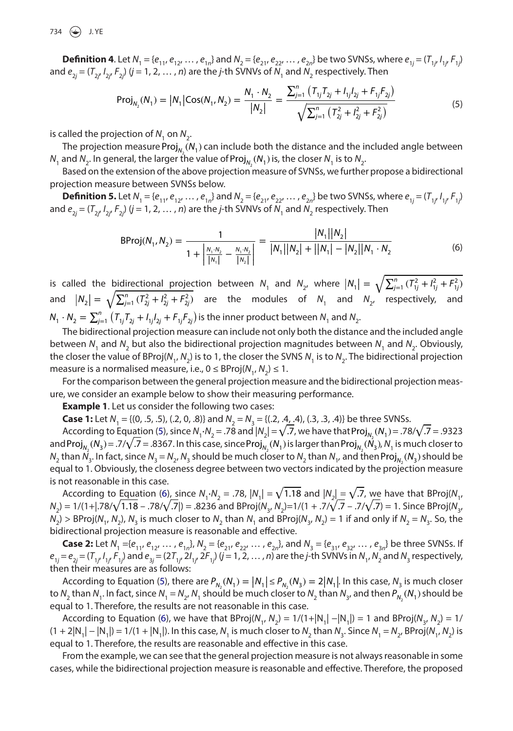**Definition 4**. Let $N_1 = \{e_{11}, e_{12}, \ldots, e_{1n}\}$ and $N_2 = \{e_{21}, e_{22}, \ldots, e_{2n}\}$ be two SVNSs, where $e_{1j} = (T_{1j}, I_{1j}, F_{1j})$ and $e_{2j} = (T_{2j}, I_{2j}, F_{2j})$ ($j = 1, 2, \ldots, n$) are the $j$-th SVNVs of $N_1$ and $N_2$ respectively. Then

$$\mathrm{Proj}_{N_2}(N_1) = |N_1|\mathrm{Cos}(N_1, N_2) = \frac{N_1 \cdot N_2}{|N_2|} = \frac{\sum_{j=1}^{n}\left(T_{1j}T_{2j} + I_{1j}I_{2j} + F_{1j}F_{2j}\right)}{\sqrt{\sum_{j=1}^{n}\left(T_{2j}^2 + I_{2j}^2 + F_{2j}^2\right)}} \tag{5}$$

is called the projection of $N_1$ on $N_2$.

The projection measure $\mathrm{Proj}_{N_2}(N_1)$ can include both the distance and the included angle between $N_1$ and $N_2$. In general, the larger the value of $\mathrm{Proj}_{N_2}(N_1)$ is, the closer $N_1$ is to $N_2$.

Based on the extension of the above projection measure of SVNSs, we further propose a bidirectional projection measure between SVNSs below.

**Definition 5.** Let $N_1 = \{e_{11}, e_{12}, \ldots, e_{1n}\}$ and $N_2 = \{e_{21}, e_{22}, \ldots, e_{2n}\}$ be two SVNSs, where $e_{1j} = (T_{1j}, I_{1j}, F_{1j})$ and $e_{2j} = (T_{2j}, I_{2j}, F_{2j})$ ($j = 1, 2, \ldots, n$) are the $j$-th SVNVs of $N_1$ and $N_2$ respectively. Then

$$\mathrm{BProj}(N_1, N_2) = \frac{1}{1 + \left|\frac{N_1 \cdot N_2}{|N_1|} - \frac{N_1 \cdot N_2}{|N_2|}\right|} = \frac{|N_1||N_2|}{|N_1||N_2| + ||N_1| - |N_2||N_1 \cdot N_2} \tag{6}$$

is called the bidirectional projection between $N_1$ and $N_2$, where $|N_1| = \sqrt{\sum_{j=1}^{n}(T_{1j}^2 + I_{1j}^2 + F_{1j}^2)}$ and $|N_2| = \sqrt{\sum_{j=1}^{n}(T_{2j}^2 + I_{2j}^2 + F_{2j}^2)}$ are the modules of $N_1$ and $N_2$, respectively, and $N_1 \cdot N_2 = \sum_{j=1}^{n}\left(T_{1j}T_{2j} + I_{1j}I_{2j} + F_{1j}F_{2j}\right)$ is the inner product between $N_1$ and $N_2$.

The bidirectional projection measure can include not only both the distance and the included angle between $N_1$ and $N_2$ but also the bidirectional projection magnitudes between $N_1$ and $N_2$. Obviously, the closer the value of $\mathrm{BProj}(N_1, N_2)$ is to 1, the closer the SVNS $N_1$ is to $N_2$. The bidirectional projection measure is a normalised measure, i.e., $0 \le \mathrm{BProj}(N_1, N_2) \le 1$.

For the comparison between the general projection measure and the bidirectional projection measure, we consider an example below to show their measuring performance.

**Example 1**. Let us consider the following two cases:

**Case 1:** Let $N_1 = \{(0, .5, .5), (.2, 0, .8)\}$ and $N_2 = N_3 = \{(.2, .4, .4), (.3, .3, .4)\}$ be three SVNSs.

According to Equation (5), since $N_1 \cdot N_2 = .78$ and $|N_2| = \sqrt{.7}$, we have that $\mathrm{Proj}_{N_2}(N_1) = .78/\sqrt{.7} = .9323$ and $\mathrm{Proj}_{N_2}(N_3) = .7/\sqrt{.7} = .8367$. In this case, since $\mathrm{Proj}_{N_2}(N_1)$ is larger than $\mathrm{Proj}_{N_2}(N_3)$, $N_1$ is much closer to $N_2$ than $N_3$. In fact, since $N_3 = N_2$, $N_3$ should be much closer to $N_2$ than $N_1$, and then $\mathrm{Proj}_{N_2}(N_3)$ should be equal to 1. Obviously, the closeness degree between two vectors indicated by the projection measure is not reasonable in this case.

According to Equation (6), since $N_1 \cdot N_2 = .78$, $|N_1| = \sqrt{1.18}$ and $|N_2| = \sqrt{.7}$, we have that $\mathrm{BProj}(N_1, N_2) = 1/(1+|.78/\sqrt{1.18} - .78/\sqrt{.7}|) = .8236$ and $\mathrm{BProj}(N_3, N_2) = 1/(1 + .7/\sqrt{.7} - .7/\sqrt{.7}) = 1$. Since $\mathrm{BProj}(N_3, N_2) > \mathrm{BProj}(N_1, N_2)$, $N_3$ is much closer to $N_2$ than $N_1$ and $\mathrm{BProj}(N_3, N_2) = 1$ if and only if $N_2 = N_3$. So, the bidirectional projection measure is reasonable and effective.

**Case 2:** Let $N_1 = \{e_{11}, e_{12}, \ldots, e_{1n}\}$, $N_2 = \{e_{21}, e_{22}, \ldots, e_{2n}\}$, and $N_3 = \{e_{31}, e_{32}, \ldots, e_{3n}\}$ be three SVNSs. If $e_{1j} = e_{2j} = (T_{1j}, I_{1j}, F_{1j})$ and $e_{3j} = (2T_{1j}, 2I_{1j}, 2F_{1j})$ ($j = 1, 2, \ldots, n$) are the $j$-th SVNVs in $N_1$, $N_2$ and $N_3$ respectively, then their measures are as follows:

According to Equation (5), there are $P_{N_2}(N_1) = |N_1| \le P_{N_2}(N_3) = 2|N_1|$. In this case, $N_3$ is much closer to $N_2$ than $N_1$. In fact, since $N_1 = N_2$, $N_1$ should be much closer to $N_2$ than $N_3$, and then $P_{N_2}(N_1)$ should be equal to 1. Therefore, the results are not reasonable in this case.

According to Equation (6), we have that $\mathrm{BProj}(N_1, N_2) = 1/(1+|N_1| - |N_1|) = 1$ and $\mathrm{BProj}(N_3, N_2) = 1/(1 + 2|N_1| - |N_1|) = 1/(1 + |N_1|)$. In this case, $N_1$ is much closer to $N_2$ than $N_3$. Since $N_1 = N_2$, $\mathrm{BProj}(N_1, N_2)$ is equal to 1. Therefore, the results are reasonable and effective in this case.

From the example, we can see that the general projection measure is not always reasonable in some cases, while the bidirectional projection measure is reasonable and effective. Therefore, the proposed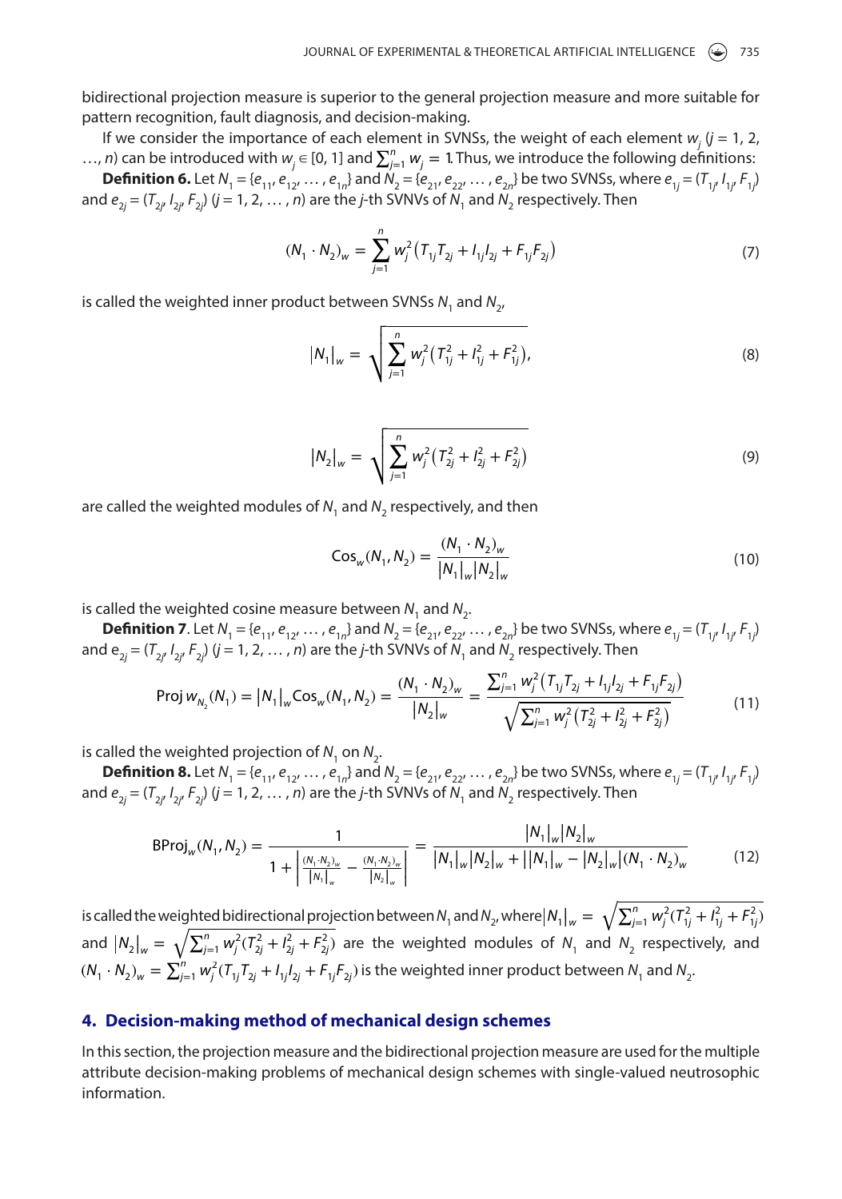bidirectional projection measure is superior to the general projection measure and more suitable for pattern recognition, fault diagnosis, and decision-making.

If we consider the importance of each element in SVNSs, the weight of each element $w_j$ ($j = 1, 2, \ldots, n$) can be introduced with $w_j \in [0, 1]$ and $\sum_{j=1}^{n} w_j = 1$. Thus, we introduce the following definitions:

**Definition 6.** Let $N_1 = \{e_{11}, e_{12}, \ldots, e_{1n}\}$ and $N_2 = \{e_{21}, e_{22}, \ldots, e_{2n}\}$ be two SVNSs, where $e_{1j} = (T_{1j}, I_{1j}, F_{1j})$ and $e_{2j} = (T_{2j}, I_{2j}, F_{2j})$ ($j = 1, 2, \ldots, n$) are the $j$-th SVNVs of $N_1$ and $N_2$ respectively. Then

$$(N_1 \cdot N_2)_w = \sum_{j=1}^{n} w_j^2 \left(T_{1j}T_{2j} + I_{1j}I_{2j} + F_{1j}F_{2j}\right) \tag{7}$$

is called the weighted inner product between SVNSs $N_1$ and $N_2$,

$$|N_1|_w = \sqrt{\sum_{j=1}^{n} w_j^2 \left(T_{1j}^2 + I_{1j}^2 + F_{1j}^2\right)}, \tag{8}$$

$$|N_2|_w = \sqrt{\sum_{j=1}^{n} w_j^2 \left(T_{2j}^2 + I_{2j}^2 + F_{2j}^2\right)} \tag{9}$$

are called the weighted modules of $N_1$ and $N_2$ respectively, and then

$$\text{Cos}_w(N_1, N_2) = \frac{(N_1 \cdot N_2)_w}{|N_1|_w |N_2|_w} \tag{10}$$

is called the weighted cosine measure between $N_1$ and $N_2$.

**Definition 7**. Let $N_1 = \{e_{11}, e_{12}, \ldots, e_{1n}\}$ and $N_2 = \{e_{21}, e_{22}, \ldots, e_{2n}\}$ be two SVNSs, where $e_{1j} = (T_{1j}, I_{1j}, F_{1j})$ and $e_{2j} = (T_{2j}, I_{2j}, F_{2j})$ ($j = 1, 2, \ldots, n$) are the $j$-th SVNVs of $N_1$ and $N_2$ respectively. Then

$$\text{Proj}\, w_{N_2}(N_1) = |N_1|_w \text{Cos}_w(N_1, N_2) = \frac{(N_1 \cdot N_2)_w}{|N_2|_w} = \frac{\sum_{j=1}^{n} w_j^2 \left(T_{1j}T_{2j} + I_{1j}I_{2j} + F_{1j}F_{2j}\right)}{\sqrt{\sum_{j=1}^{n} w_j^2 \left(T_{2j}^2 + I_{2j}^2 + F_{2j}^2\right)}} \tag{11}$$

is called the weighted projection of $N_1$ on $N_2$.

**Definition 8.** Let $N_1 = \{e_{11}, e_{12}, \ldots, e_{1n}\}$ and $N_2 = \{e_{21}, e_{22}, \ldots, e_{2n}\}$ be two SVNSs, where $e_{1j} = (T_{1j}, I_{1j}, F_{1j})$ and $e_{2j} = (T_{2j}, I_{2j}, F_{2j})$ ($j = 1, 2, \ldots, n$) are the $j$-th SVNVs of $N_1$ and $N_2$ respectively. Then

$$\text{BProj}_w(N_1, N_2) = \frac{1}{1 + \left| \frac{(N_1 \cdot N_2)_w}{|N_1|_w} - \frac{(N_1 \cdot N_2)_w}{|N_2|_w} \right|} = \frac{|N_1|_w |N_2|_w}{|N_1|_w |N_2|_w + \left||N_1|_w - |N_2|_w\right| (N_1 \cdot N_2)_w} \tag{12}$$

is called the weighted bidirectional projection between $N_1$ and $N_2$, where $|N_1|_w = \sqrt{\sum_{j=1}^{n} w_j^2 (T_{1j}^2 + I_{1j}^2 + F_{1j}^2)}$ and $|N_2|_w = \sqrt{\sum_{j=1}^{n} w_j^2 (T_{2j}^2 + I_{2j}^2 + F_{2j}^2)}$ are the weighted modules of $N_1$ and $N_2$ respectively, and $(N_1 \cdot N_2)_w = \sum_{j=1}^{n} w_j^2 (T_{1j}T_{2j} + I_{1j}I_{2j} + F_{1j}F_{2j})$ is the weighted inner product between $N_1$ and $N_2$.

## 4. Decision-making method of mechanical design schemes

In this section, the projection measure and the bidirectional projection measure are used for the multiple attribute decision-making problems of mechanical design schemes with single-valued neutrosophic information.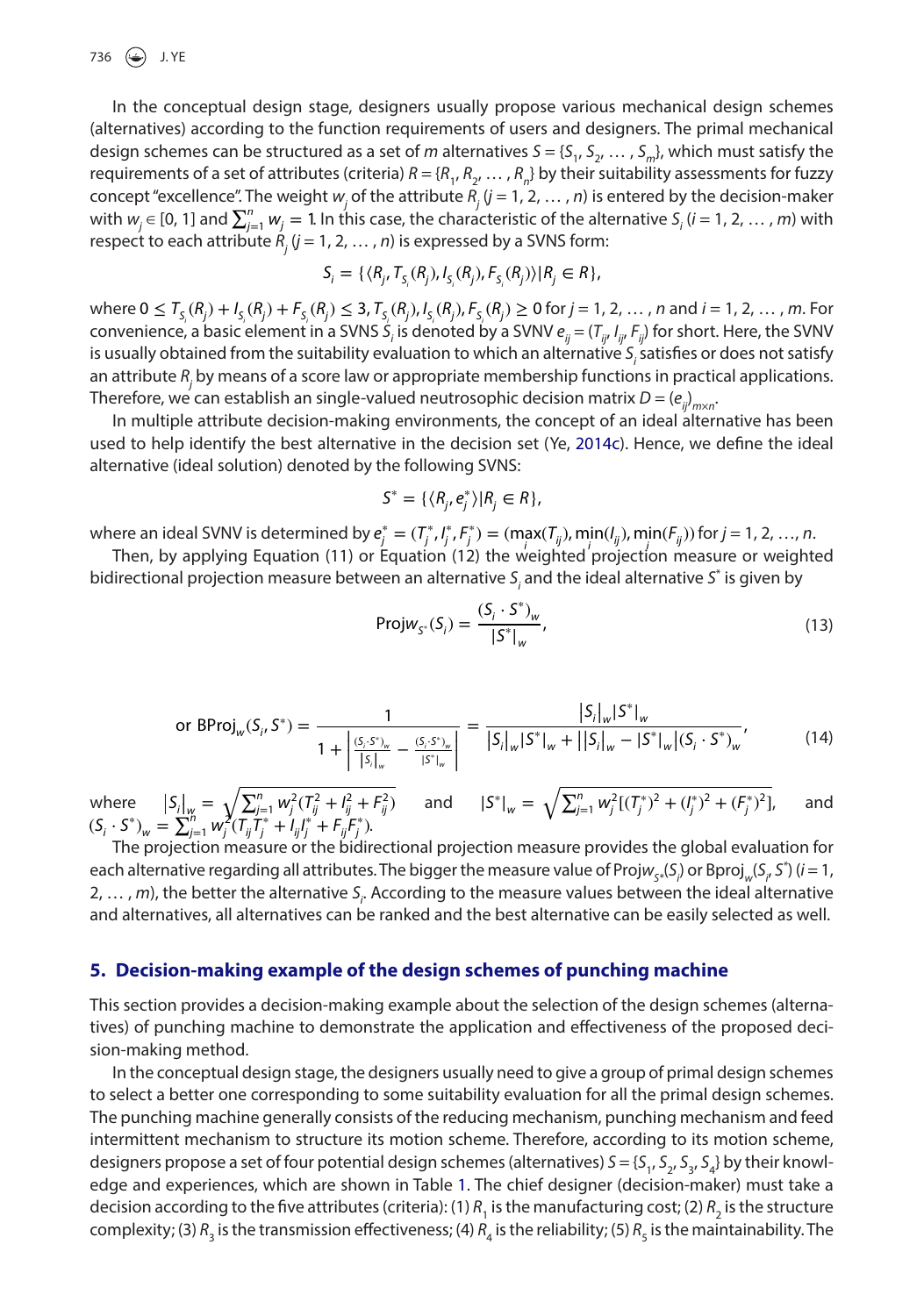In the conceptual design stage, designers usually propose various mechanical design schemes (alternatives) according to the function requirements of users and designers. The primal mechanical design schemes can be structured as a set of $m$ alternatives $S = \{S_1, S_2, \ldots, S_m\}$, which must satisfy the requirements of a set of attributes (criteria) $R = \{R_1, R_2, \ldots, R_n\}$ by their suitability assessments for fuzzy concept "excellence". The weight $w_j$ of the attribute $R_j$ ($j = 1, 2, \ldots, n$) is entered by the decision-maker with $w_j \in [0, 1]$ and $\sum_{j=1}^{n} w_j = 1$. In this case, the characteristic of the alternative $S_i$ ($i = 1, 2, \ldots, m$) with respect to each attribute $R_j$ ($j = 1, 2, \ldots, n$) is expressed by a SVNS form:

$$S_i = \{\langle R_j, T_{S_i}(R_j), I_{S_i}(R_j), F_{S_i}(R_j)\rangle | R_j \in R\},$$

where $0 \le T_{S_i}(R_j) + I_{S_i}(R_j) + F_{S_i}(R_j) \le 3$, $T_{S_i}(R_j), I_{S_i}(R_j), F_{S_i}(R_j) \ge 0$ for $j = 1, 2, \ldots, n$ and $i = 1, 2, \ldots, m$. For convenience, a basic element in a SVNS $S_i$ is denoted by a SVNV $e_{ij} = (T_{ij}, I_{ij}, F_{ij})$ for short. Here, the SVNV is usually obtained from the suitability evaluation to which an alternative $S_i$ satisfies or does not satisfy an attribute $R_j$ by means of a score law or appropriate membership functions in practical applications. Therefore, we can establish an single-valued neutrosophic decision matrix $D = (e_{ij})_{m \times n}$.

In multiple attribute decision-making environments, the concept of an ideal alternative has been used to help identify the best alternative in the decision set (Ye, 2014c). Hence, we define the ideal alternative (ideal solution) denoted by the following SVNS:

$$S^* = \{\langle R_j, e_j^* \rangle | R_j \in R\},$$

where an ideal SVNV is determined by $e_j^* = (T_j^*, I_j^*, F_j^*) = (\max_i(T_{ij}), \min_i(I_{ij}), \min_i(F_{ij}))$ for $j = 1, 2, \ldots, n$.

Then, by applying Equation (11) or Equation (12) the weighted projection measure or weighted bidirectional projection measure between an alternative $S_i$ and the ideal alternative $S^*$ is given by

$$\text{Proj}w_{S^*}(S_i) = \frac{(S_i \cdot S^*)_w}{|S^*|_w}, \tag{13}$$

$$\text{or BProj}_w(S_i, S^*) = \frac{1}{1 + \left| \frac{(S_i \cdot S^*)_w}{|S_i|_w} - \frac{(S_i \cdot S^*)_w}{|S^*|_w} \right|} = \frac{|S_i|_w |S^*|_w}{|S_i|_w |S^*|_w + \left||S_i|_w - |S^*|_w\right| (S_i \cdot S^*)_w}, \tag{14}$$

where $|S_i|_w = \sqrt{\sum_{j=1}^{n} w_j^2 (T_{ij}^2 + I_{ij}^2 + F_{ij}^2)}$ and $|S^*|_w = \sqrt{\sum_{j=1}^{n} w_j^2 [(T_j^*)^2 + (I_j^*)^2 + (F_j^*)^2]}$, and $(S_i \cdot S^*)_w = \sum_{j=1}^{n} w_j^2 (T_{ij} T_j^* + I_{ij} I_j^* + F_{ij} F_j^*)$.

The projection measure or the bidirectional projection measure provides the global evaluation for each alternative regarding all attributes. The bigger the measure value of $\text{Proj}w_{S^*}(S_i)$ or $\text{Bproj}_w(S_i, S^*)$ ($i = 1, 2, \ldots, m$), the better the alternative $S_i$. According to the measure values between the ideal alternative and alternatives, all alternatives can be ranked and the best alternative can be easily selected as well.

## 5. Decision-making example of the design schemes of punching machine

This section provides a decision-making example about the selection of the design schemes (alternatives) of punching machine to demonstrate the application and effectiveness of the proposed decision-making method.

In the conceptual design stage, the designers usually need to give a group of primal design schemes to select a better one corresponding to some suitability evaluation for all the primal design schemes. The punching machine generally consists of the reducing mechanism, punching mechanism and feed intermittent mechanism to structure its motion scheme. Therefore, according to its motion scheme, designers propose a set of four potential design schemes (alternatives) $S = \{S_1, S_2, S_3, S_4\}$ by their knowledge and experiences, which are shown in Table 1. The chief designer (decision-maker) must take a decision according to the five attributes (criteria): (1) $R_1$ is the manufacturing cost; (2) $R_2$ is the structure complexity; (3) $R_3$ is the transmission effectiveness; (4) $R_4$ is the reliability; (5) $R_5$ is the maintainability. The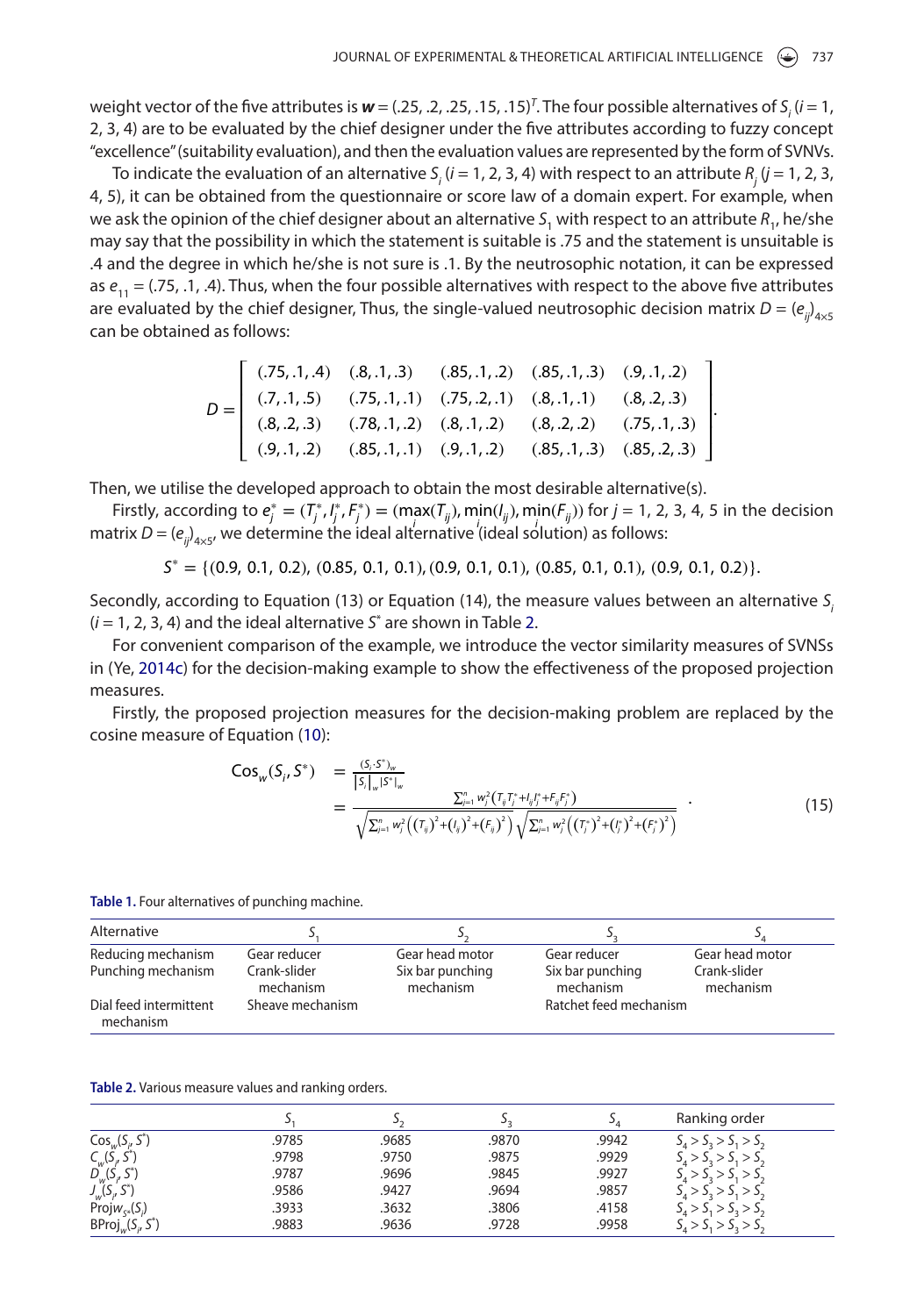weight vector of the five attributes is $\boldsymbol{w} = (.25, .2, .25, .15, .15)^T$. The four possible alternatives of $S_i$ ($i = 1, 2, 3, 4$) are to be evaluated by the chief designer under the five attributes according to fuzzy concept "excellence" (suitability evaluation), and then the evaluation values are represented by the form of SVNVs.

To indicate the evaluation of an alternative $S_i$ ($i = 1, 2, 3, 4$) with respect to an attribute $R_j$ ($j = 1, 2, 3, 4, 5$), it can be obtained from the questionnaire or score law of a domain expert. For example, when we ask the opinion of the chief designer about an alternative $S_1$ with respect to an attribute $R_1$, he/she may say that the possibility in which the statement is suitable is .75 and the statement is unsuitable is .4 and the degree in which he/she is not sure is .1. By the neutrosophic notation, it can be expressed as $e_{11} = (.75, .1, .4)$. Thus, when the four possible alternatives with respect to the above five attributes are evaluated by the chief designer, Thus, the single-valued neutrosophic decision matrix $D = (e_{ij})_{4\times5}$ can be obtained as follows:

$$D = \begin{bmatrix} (.75,.1,.4) & (.8,.1,.3) & (.85,.1,.2) & (.85,.1,.3) & (.9,.1,.2) \\ (.7,.1,.5) & (.75,.1,.1) & (.75,.2,.1) & (.8,.1,.1) & (.8,.2,.3) \\ (.8,.2,.3) & (.78,.1,.2) & (.8,.1,.2) & (.8,.2,.2) & (.75,.1,.3) \\ (.9,.1,.2) & (.85,.1,.1) & (.9,.1,.2) & (.85,.1,.3) & (.85,.2,.3) \end{bmatrix}.$$

Then, we utilise the developed approach to obtain the most desirable alternative(s).

Firstly, according to $e_j^* = (T_j^*, I_j^*, F_j^*) = (\max_i(T_{ij}), \min_i(I_{ij}), \min_i(F_{ij}))$ for $j = 1, 2, 3, 4, 5$ in the decision matrix $D = (e_{ij})_{4\times5}$, we determine the ideal alternative (ideal solution) as follows:

$$S^* = \{(0.9, 0.1, 0.2), (0.85, 0.1, 0.1), (0.9, 0.1, 0.1), (0.85, 0.1, 0.1), (0.9, 0.1, 0.2)\}.$$

Secondly, according to Equation (13) or Equation (14), the measure values between an alternative $S_i$ ($i = 1, 2, 3, 4$) and the ideal alternative $S^*$ are shown in Table 2.

For convenient comparison of the example, we introduce the vector similarity measures of SVNSs in (Ye, 2014c) for the decision-making example to show the effectiveness of the proposed projection measures.

Firstly, the proposed projection measures for the decision-making problem are replaced by the cosine measure of Equation (10):

$$\begin{aligned} \mathrm{Cos}_w(S_i, S^*) &= \frac{(S_i \cdot S^*)_w}{|S_i|_w |S^*|_w} \\ &= \frac{\sum_{j=1}^{n} w_j^2 \left(T_{ij}T_j^* + I_{ij}I_j^* + F_{ij}F_j^*\right)}{\sqrt{\sum_{j=1}^{n} w_j^2 \left((T_{ij})^2 + (I_{ij})^2 + (F_{ij})^2\right)}\sqrt{\sum_{j=1}^{n} w_j^2 \left((T_j^*)^2 + (I_j^*)^2 + (F_j^*)^2\right)}} \end{aligned} \tag{15}$$

**Table 1.** Four alternatives of punching machine.

| Alternative | $S_1$ | $S_2$ | $S_3$ | $S_4$ |
|---|---|---|---|---|
| Reducing mechanism | Gear reducer | Gear head motor | Gear reducer | Gear head motor |
| Punching mechanism | Crank-slider mechanism | Six bar punching mechanism | Six bar punching mechanism | Crank-slider mechanism |
| Dial feed intermittent mechanism | Sheave mechanism | | Ratchet feed mechanism | |

**Table 2.** Various measure values and ranking orders.

| | $S_1$ | $S_2$ | $S_3$ | $S_4$ | Ranking order |
|---|---|---|---|---|---|
| $\mathrm{Cos}_w(S_i, S^*)$ | .9785 | .9685 | .9870 | .9942 | $S_4 > S_3 > S_1 > S_2$ |
| $C_w(S_i, S^*)$ | .9798 | .9750 | .9875 | .9929 | $S_4 > S_3 > S_1 > S_2$ |
| $D_w(S_i, S^*)$ | .9787 | .9696 | .9845 | .9927 | $S_4 > S_3 > S_1 > S_2$ |
| $J_w(S_i, S^*)$ | .9586 | .9427 | .9694 | .9857 | $S_4 > S_3 > S_1 > S_2$ |
| $\mathrm{Proj}w_{S^*}(S_i)$ | .3933 | .3632 | .3806 | .4158 | $S_4 > S_1 > S_3 > S_2$ |
| $\mathrm{BProj}_w(S_i, S^*)$ | .9883 | .9636 | .9728 | .9958 | $S_4 > S_1 > S_3 > S_2$ |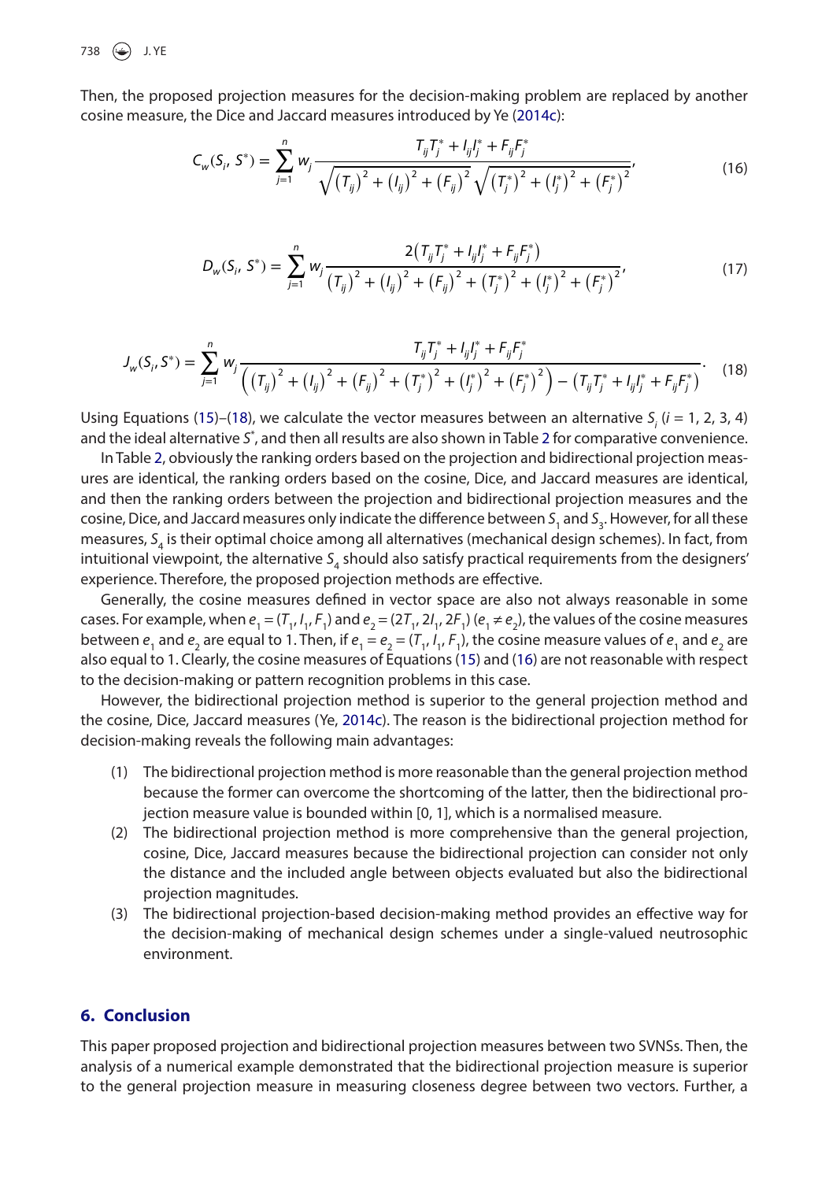Then, the proposed projection measures for the decision-making problem are replaced by another cosine measure, the Dice and Jaccard measures introduced by Ye (2014c):

$$C_w(S_i, S^*) = \sum_{j=1}^{n} w_j \frac{T_{ij}T_j^* + I_{ij}I_j^* + F_{ij}F_j^*}{\sqrt{(T_{ij})^2 + (I_{ij})^2 + (F_{ij})^2}\sqrt{(T_j^*)^2 + (I_j^*)^2 + (F_j^*)^2}}, \tag{16}$$

$$D_w(S_i, S^*) = \sum_{j=1}^{n} w_j \frac{2\left(T_{ij}T_j^* + I_{ij}I_j^* + F_{ij}F_j^*\right)}{(T_{ij})^2 + (I_{ij})^2 + (F_{ij})^2 + (T_j^*)^2 + (I_j^*)^2 + (F_j^*)^2}, \tag{17}$$

$$J_w(S_i, S^*) = \sum_{j=1}^{n} w_j \frac{T_{ij}T_j^* + I_{ij}I_j^* + F_{ij}F_j^*}{\left((T_{ij})^2 + (I_{ij})^2 + (F_{ij})^2 + (T_j^*)^2 + (I_j^*)^2 + (F_j^*)^2\right) - \left(T_{ij}T_j^* + I_{ij}I_j^* + F_{ij}F_j^*\right)}. \tag{18}$$

Using Equations (15)–(18), we calculate the vector measures between an alternative $S_i$ ($i$ = 1, 2, 3, 4) and the ideal alternative $S^*$, and then all results are also shown in Table 2 for comparative convenience.

In Table 2, obviously the ranking orders based on the projection and bidirectional projection measures are identical, the ranking orders based on the cosine, Dice, and Jaccard measures are identical, and then the ranking orders between the projection and bidirectional projection measures and the cosine, Dice, and Jaccard measures only indicate the difference between $S_1$ and $S_3$. However, for all these measures, $S_4$ is their optimal choice among all alternatives (mechanical design schemes). In fact, from intuitional viewpoint, the alternative $S_4$ should also satisfy practical requirements from the designers' experience. Therefore, the proposed projection methods are effective.

Generally, the cosine measures defined in vector space are also not always reasonable in some cases. For example, when $e_1 = (T_1, I_1, F_1)$ and $e_2 = (2T_1, 2I_1, 2F_1)$ $(e_1 \neq e_2)$, the values of the cosine measures between $e_1$ and $e_2$ are equal to 1. Then, if $e_1 = e_2 = (T_1, I_1, F_1)$, the cosine measure values of $e_1$ and $e_2$ are also equal to 1. Clearly, the cosine measures of Equations (15) and (16) are not reasonable with respect to the decision-making or pattern recognition problems in this case.

However, the bidirectional projection method is superior to the general projection method and the cosine, Dice, Jaccard measures (Ye, 2014c). The reason is the bidirectional projection method for decision-making reveals the following main advantages:

1. The bidirectional projection method is more reasonable than the general projection method because the former can overcome the shortcoming of the latter, then the bidirectional projection measure value is bounded within [0, 1], which is a normalised measure.
2. The bidirectional projection method is more comprehensive than the general projection, cosine, Dice, Jaccard measures because the bidirectional projection can consider not only the distance and the included angle between objects evaluated but also the bidirectional projection magnitudes.
3. The bidirectional projection-based decision-making method provides an effective way for the decision-making of mechanical design schemes under a single-valued neutrosophic environment.

## 6. Conclusion

This paper proposed projection and bidirectional projection measures between two SVNSs. Then, the analysis of a numerical example demonstrated that the bidirectional projection measure is superior to the general projection measure in measuring closeness degree between two vectors. Further, a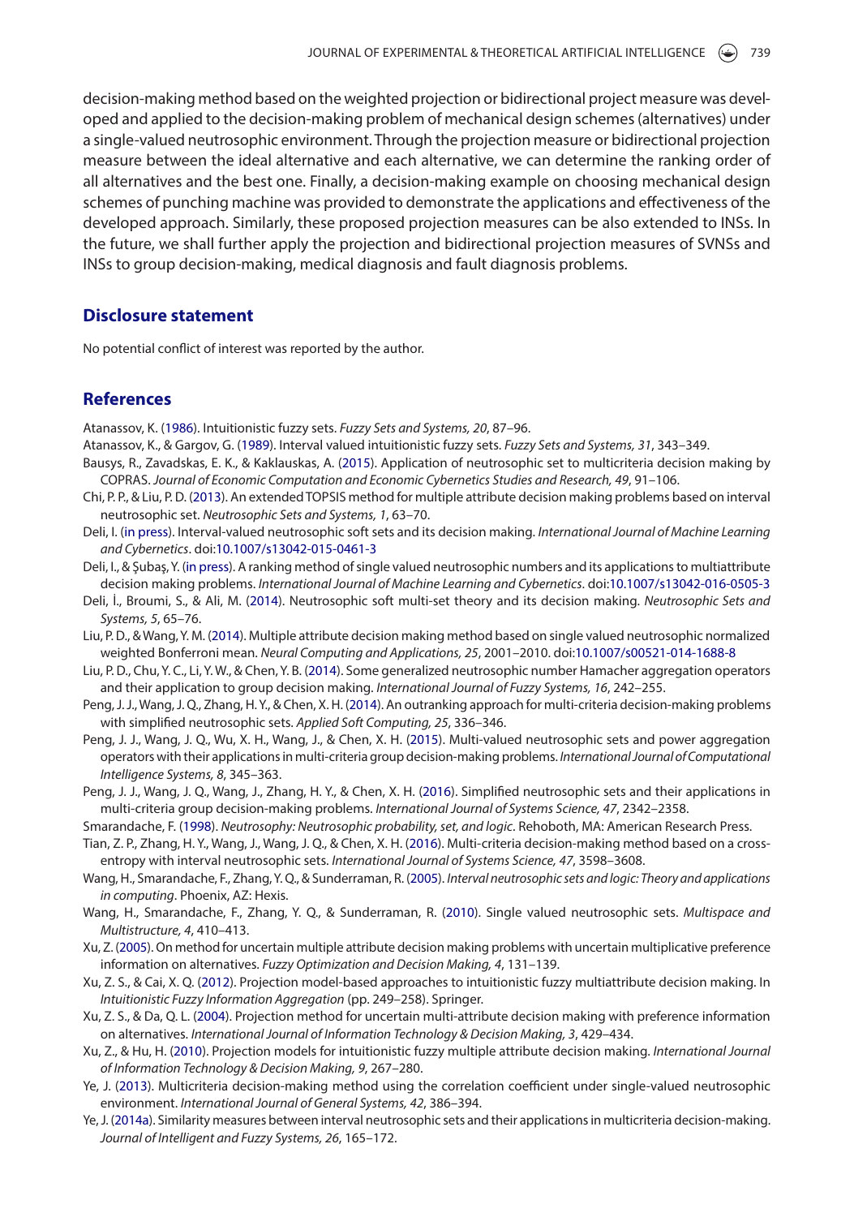decision-making method based on the weighted projection or bidirectional project measure was developed and applied to the decision-making problem of mechanical design schemes (alternatives) under a single-valued neutrosophic environment. Through the projection measure or bidirectional projection measure between the ideal alternative and each alternative, we can determine the ranking order of all alternatives and the best one. Finally, a decision-making example on choosing mechanical design schemes of punching machine was provided to demonstrate the applications and effectiveness of the developed approach. Similarly, these proposed projection measures can be also extended to INSs. In the future, we shall further apply the projection and bidirectional projection measures of SVNSs and INSs to group decision-making, medical diagnosis and fault diagnosis problems.

## Disclosure statement

No potential conflict of interest was reported by the author.

## References

Atanassov, K. (1986). Intuitionistic fuzzy sets. *Fuzzy Sets and Systems, 20*, 87–96.

Atanassov, K., & Gargov, G. (1989). Interval valued intuitionistic fuzzy sets. *Fuzzy Sets and Systems, 31*, 343–349.

Bausys, R., Zavadskas, E. K., & Kaklauskas, A. (2015). Application of neutrosophic set to multicriteria decision making by COPRAS. *Journal of Economic Computation and Economic Cybernetics Studies and Research, 49*, 91–106.

Chi, P. P., & Liu, P. D. (2013). An extended TOPSIS method for multiple attribute decision making problems based on interval neutrosophic set. *Neutrosophic Sets and Systems, 1*, 63–70.

Deli, I. (in press). Interval-valued neutrosophic soft sets and its decision making. *International Journal of Machine Learning and Cybernetics*. doi:10.1007/s13042-015-0461-3

Deli, I., & Şubaş, Y. (in press). A ranking method of single valued neutrosophic numbers and its applications to multiattribute decision making problems. *International Journal of Machine Learning and Cybernetics*. doi:10.1007/s13042-016-0505-3

Deli, İ., Broumi, S., & Ali, M. (2014). Neutrosophic soft multi-set theory and its decision making. *Neutrosophic Sets and Systems, 5*, 65–76.

Liu, P. D., & Wang, Y. M. (2014). Multiple attribute decision making method based on single valued neutrosophic normalized weighted Bonferroni mean. *Neural Computing and Applications, 25*, 2001–2010. doi:10.1007/s00521-014-1688-8

Liu, P. D., Chu, Y. C., Li, Y. W., & Chen, Y. B. (2014). Some generalized neutrosophic number Hamacher aggregation operators and their application to group decision making. *International Journal of Fuzzy Systems, 16*, 242–255.

Peng, J. J., Wang, J. Q., Zhang, H. Y., & Chen, X. H. (2014). An outranking approach for multi-criteria decision-making problems with simplified neutrosophic sets. *Applied Soft Computing, 25*, 336–346.

Peng, J. J., Wang, J. Q., Wu, X. H., Wang, J., & Chen, X. H. (2015). Multi-valued neutrosophic sets and power aggregation operators with their applications in multi-criteria group decision-making problems. *International Journal of Computational Intelligence Systems, 8*, 345–363.

Peng, J. J., Wang, J. Q., Wang, J., Zhang, H. Y., & Chen, X. H. (2016). Simplified neutrosophic sets and their applications in multi-criteria group decision-making problems. *International Journal of Systems Science, 47*, 2342–2358.

Smarandache, F. (1998). *Neutrosophy: Neutrosophic probability, set, and logic*. Rehoboth, MA: American Research Press.

Tian, Z. P., Zhang, H. Y., Wang, J., Wang, J. Q., & Chen, X. H. (2016). Multi-criteria decision-making method based on a cross-entropy with interval neutrosophic sets. *International Journal of Systems Science, 47*, 3598–3608.

Wang, H., Smarandache, F., Zhang, Y. Q., & Sunderraman, R. (2005). *Interval neutrosophic sets and logic: Theory and applications in computing*. Phoenix, AZ: Hexis.

Wang, H., Smarandache, F., Zhang, Y. Q., & Sunderraman, R. (2010). Single valued neutrosophic sets. *Multispace and Multistructure, 4*, 410–413.

Xu, Z. (2005). On method for uncertain multiple attribute decision making problems with uncertain multiplicative preference information on alternatives. *Fuzzy Optimization and Decision Making, 4*, 131–139.

Xu, Z. S., & Cai, X. Q. (2012). Projection model-based approaches to intuitionistic fuzzy multiattribute decision making. In *Intuitionistic Fuzzy Information Aggregation* (pp. 249–258). Springer.

Xu, Z. S., & Da, Q. L. (2004). Projection method for uncertain multi-attribute decision making with preference information on alternatives. *International Journal of Information Technology & Decision Making, 3*, 429–434.

Xu, Z., & Hu, H. (2010). Projection models for intuitionistic fuzzy multiple attribute decision making. *International Journal of Information Technology & Decision Making, 9*, 267–280.

Ye, J. (2013). Multicriteria decision-making method using the correlation coefficient under single-valued neutrosophic environment. *International Journal of General Systems, 42*, 386–394.

Ye, J. (2014a). Similarity measures between interval neutrosophic sets and their applications in multicriteria decision-making. *Journal of Intelligent and Fuzzy Systems, 26*, 165–172.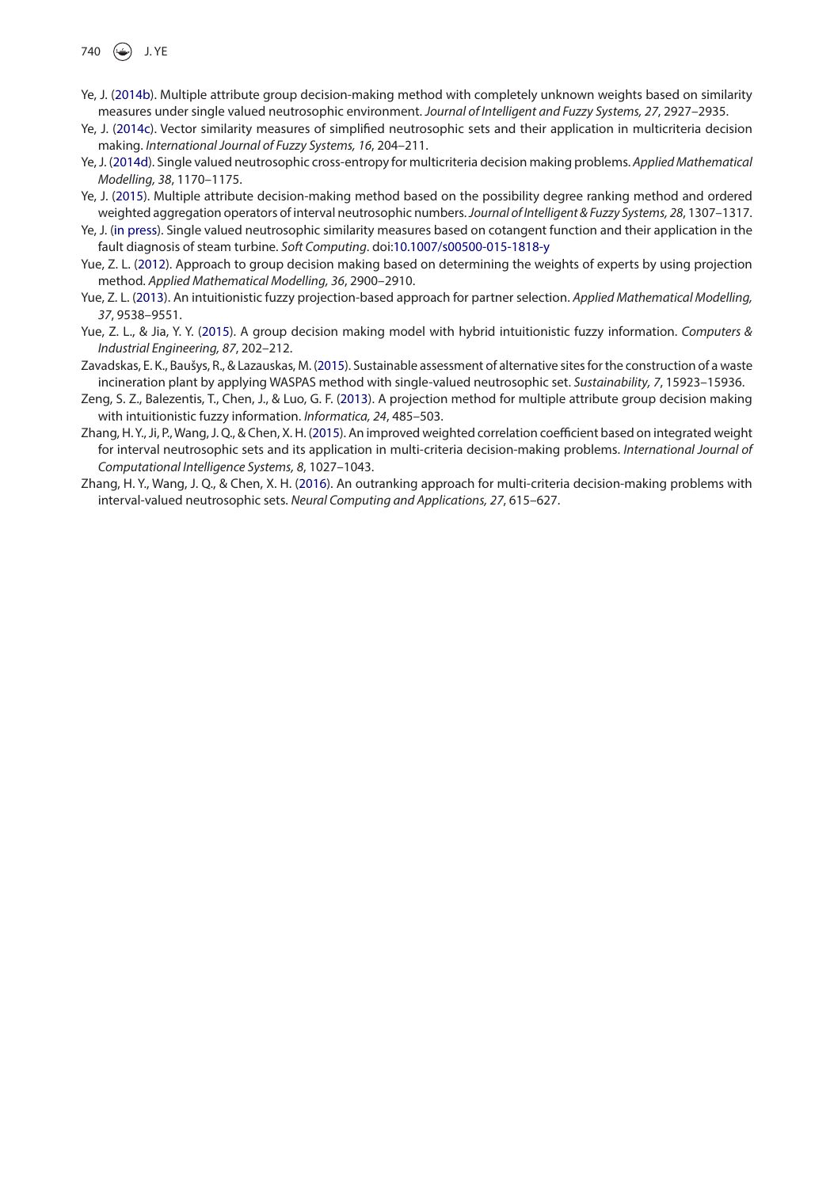Ye, J. (2014b). Multiple attribute group decision-making method with completely unknown weights based on similarity measures under single valued neutrosophic environment. *Journal of Intelligent and Fuzzy Systems, 27*, 2927–2935.

Ye, J. (2014c). Vector similarity measures of simplified neutrosophic sets and their application in multicriteria decision making. *International Journal of Fuzzy Systems, 16*, 204–211.

Ye, J. (2014d). Single valued neutrosophic cross-entropy for multicriteria decision making problems. *Applied Mathematical Modelling, 38*, 1170–1175.

Ye, J. (2015). Multiple attribute decision-making method based on the possibility degree ranking method and ordered weighted aggregation operators of interval neutrosophic numbers. *Journal of Intelligent & Fuzzy Systems, 28*, 1307–1317.

Ye, J. (in press). Single valued neutrosophic similarity measures based on cotangent function and their application in the fault diagnosis of steam turbine. *Soft Computing*. doi:10.1007/s00500-015-1818-y

Yue, Z. L. (2012). Approach to group decision making based on determining the weights of experts by using projection method. *Applied Mathematical Modelling, 36*, 2900–2910.

Yue, Z. L. (2013). An intuitionistic fuzzy projection-based approach for partner selection. *Applied Mathematical Modelling, 37*, 9538–9551.

Yue, Z. L., & Jia, Y. Y. (2015). A group decision making model with hybrid intuitionistic fuzzy information. *Computers & Industrial Engineering, 87*, 202–212.

Zavadskas, E. K., Baušys, R., & Lazauskas, M. (2015). Sustainable assessment of alternative sites for the construction of a waste incineration plant by applying WASPAS method with single-valued neutrosophic set. *Sustainability, 7*, 15923–15936.

Zeng, S. Z., Balezentis, T., Chen, J., & Luo, G. F. (2013). A projection method for multiple attribute group decision making with intuitionistic fuzzy information. *Informatica, 24*, 485–503.

Zhang, H. Y., Ji, P., Wang, J. Q., & Chen, X. H. (2015). An improved weighted correlation coefficient based on integrated weight for interval neutrosophic sets and its application in multi-criteria decision-making problems. *International Journal of Computational Intelligence Systems, 8*, 1027–1043.

Zhang, H. Y., Wang, J. Q., & Chen, X. H. (2016). An outranking approach for multi-criteria decision-making problems with interval-valued neutrosophic sets. *Neural Computing and Applications, 27*, 615–627.